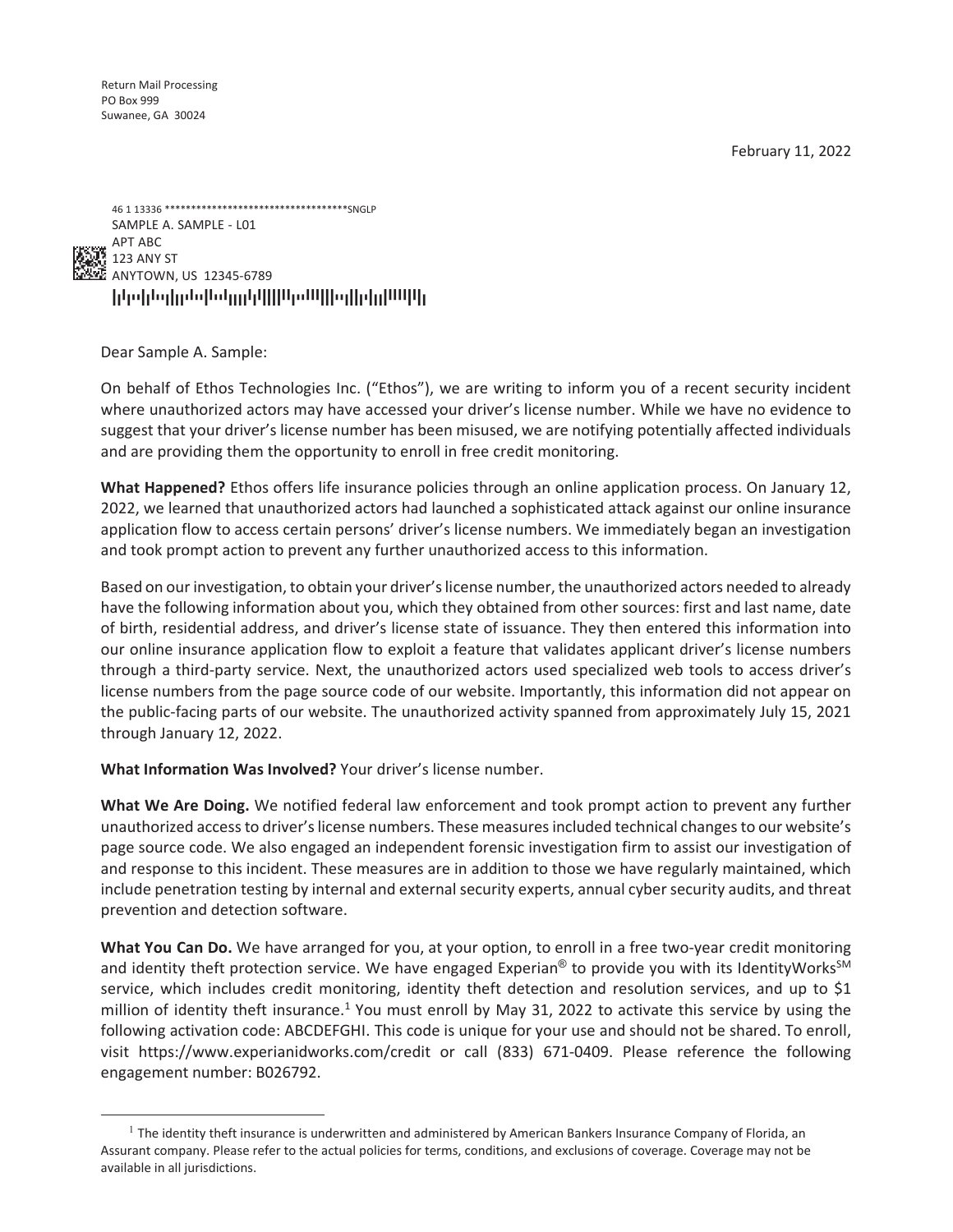Return Mail Processing
PO Box 999
Suwanee, GA 30024

February 11, 2022

46 1 13336 ************************************SNGLP
SAMPLE A. SAMPLE - L01
APT ABC
123 ANY ST
ANYTOWN, US 12345-6789

Dear Sample A. Sample:

On behalf of Ethos Technologies Inc. ("Ethos"), we are writing to inform you of a recent security incident where unauthorized actors may have accessed your driver's license number. While we have no evidence to suggest that your driver's license number has been misused, we are notifying potentially affected individuals and are providing them the opportunity to enroll in free credit monitoring.

**What Happened?** Ethos offers life insurance policies through an online application process. On January 12, 2022, we learned that unauthorized actors had launched a sophisticated attack against our online insurance application flow to access certain persons' driver's license numbers. We immediately began an investigation and took prompt action to prevent any further unauthorized access to this information.

Based on our investigation, to obtain your driver's license number, the unauthorized actors needed to already have the following information about you, which they obtained from other sources: first and last name, date of birth, residential address, and driver's license state of issuance. They then entered this information into our online insurance application flow to exploit a feature that validates applicant driver's license numbers through a third-party service. Next, the unauthorized actors used specialized web tools to access driver's license numbers from the page source code of our website. Importantly, this information did not appear on the public-facing parts of our website. The unauthorized activity spanned from approximately July 15, 2021 through January 12, 2022.

**What Information Was Involved?** Your driver's license number.

**What We Are Doing.** We notified federal law enforcement and took prompt action to prevent any further unauthorized access to driver's license numbers. These measures included technical changes to our website's page source code. We also engaged an independent forensic investigation firm to assist our investigation of and response to this incident. These measures are in addition to those we have regularly maintained, which include penetration testing by internal and external security experts, annual cyber security audits, and threat prevention and detection software.

**What You Can Do.** We have arranged for you, at your option, to enroll in a free two-year credit monitoring and identity theft protection service. We have engaged Experian® to provide you with its IdentityWorks℠ service, which includes credit monitoring, identity theft detection and resolution services, and up to $1 million of identity theft insurance.[1] You must enroll by May 31, 2022 to activate this service by using the following activation code: ABCDEFGHI. This code is unique for your use and should not be shared. To enroll, visit https://www.experianidworks.com/credit or call (833) 671-0409. Please reference the following engagement number: B026792.

---

[1] The identity theft insurance is underwritten and administered by American Bankers Insurance Company of Florida, an Assurant company. Please refer to the actual policies for terms, conditions, and exclusions of coverage. Coverage may not be available in all jurisdictions.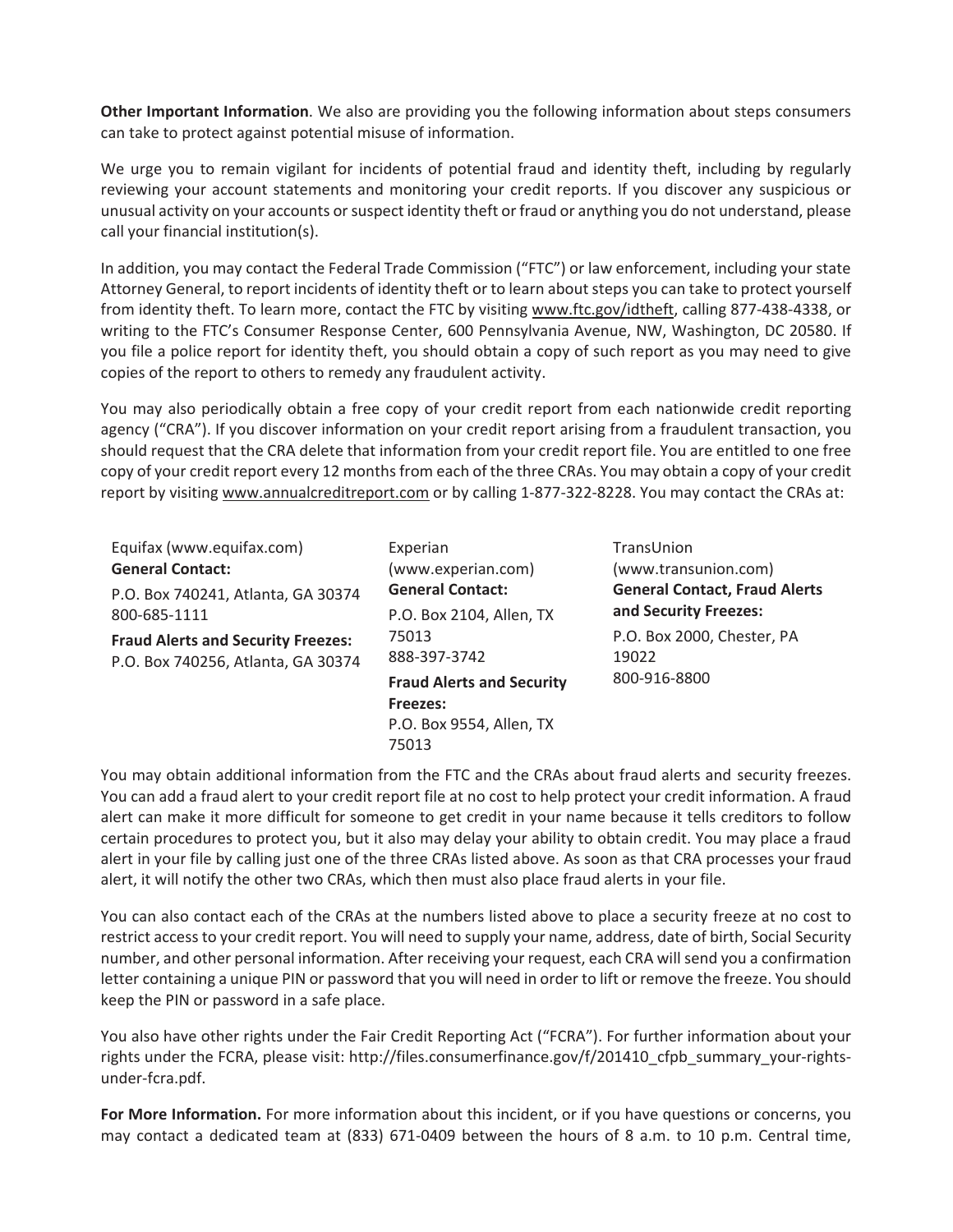**Other Important Information**. We also are providing you the following information about steps consumers can take to protect against potential misuse of information.

We urge you to remain vigilant for incidents of potential fraud and identity theft, including by regularly reviewing your account statements and monitoring your credit reports. If you discover any suspicious or unusual activity on your accounts or suspect identity theft or fraud or anything you do not understand, please call your financial institution(s).

In addition, you may contact the Federal Trade Commission ("FTC") or law enforcement, including your state Attorney General, to report incidents of identity theft or to learn about steps you can take to protect yourself from identity theft. To learn more, contact the FTC by visiting www.ftc.gov/idtheft, calling 877-438-4338, or writing to the FTC's Consumer Response Center, 600 Pennsylvania Avenue, NW, Washington, DC 20580. If you file a police report for identity theft, you should obtain a copy of such report as you may need to give copies of the report to others to remedy any fraudulent activity.

You may also periodically obtain a free copy of your credit report from each nationwide credit reporting agency ("CRA"). If you discover information on your credit report arising from a fraudulent transaction, you should request that the CRA delete that information from your credit report file. You are entitled to one free copy of your credit report every 12 months from each of the three CRAs. You may obtain a copy of your credit report by visiting www.annualcreditreport.com or by calling 1-877-322-8228. You may contact the CRAs at:

Equifax (www.equifax.com)
**General Contact:**
P.O. Box 740241, Atlanta, GA 30374
800-685-1111
**Fraud Alerts and Security Freezes:**
P.O. Box 740256, Atlanta, GA 30374

Experian (www.experian.com)
**General Contact:**
P.O. Box 2104, Allen, TX 75013
888-397-3742
**Fraud Alerts and Security Freezes:**
P.O. Box 9554, Allen, TX 75013

TransUnion (www.transunion.com)
**General Contact, Fraud Alerts and Security Freezes:**
P.O. Box 2000, Chester, PA 19022
800-916-8800

You may obtain additional information from the FTC and the CRAs about fraud alerts and security freezes. You can add a fraud alert to your credit report file at no cost to help protect your credit information. A fraud alert can make it more difficult for someone to get credit in your name because it tells creditors to follow certain procedures to protect you, but it also may delay your ability to obtain credit. You may place a fraud alert in your file by calling just one of the three CRAs listed above. As soon as that CRA processes your fraud alert, it will notify the other two CRAs, which then must also place fraud alerts in your file.

You can also contact each of the CRAs at the numbers listed above to place a security freeze at no cost to restrict access to your credit report. You will need to supply your name, address, date of birth, Social Security number, and other personal information. After receiving your request, each CRA will send you a confirmation letter containing a unique PIN or password that you will need in order to lift or remove the freeze. You should keep the PIN or password in a safe place.

You also have other rights under the Fair Credit Reporting Act ("FCRA"). For further information about your rights under the FCRA, please visit: http://files.consumerfinance.gov/f/201410_cfpb_summary_your-rights-under-fcra.pdf.

**For More Information.** For more information about this incident, or if you have questions or concerns, you may contact a dedicated team at (833) 671-0409 between the hours of 8 a.m. to 10 p.m. Central time,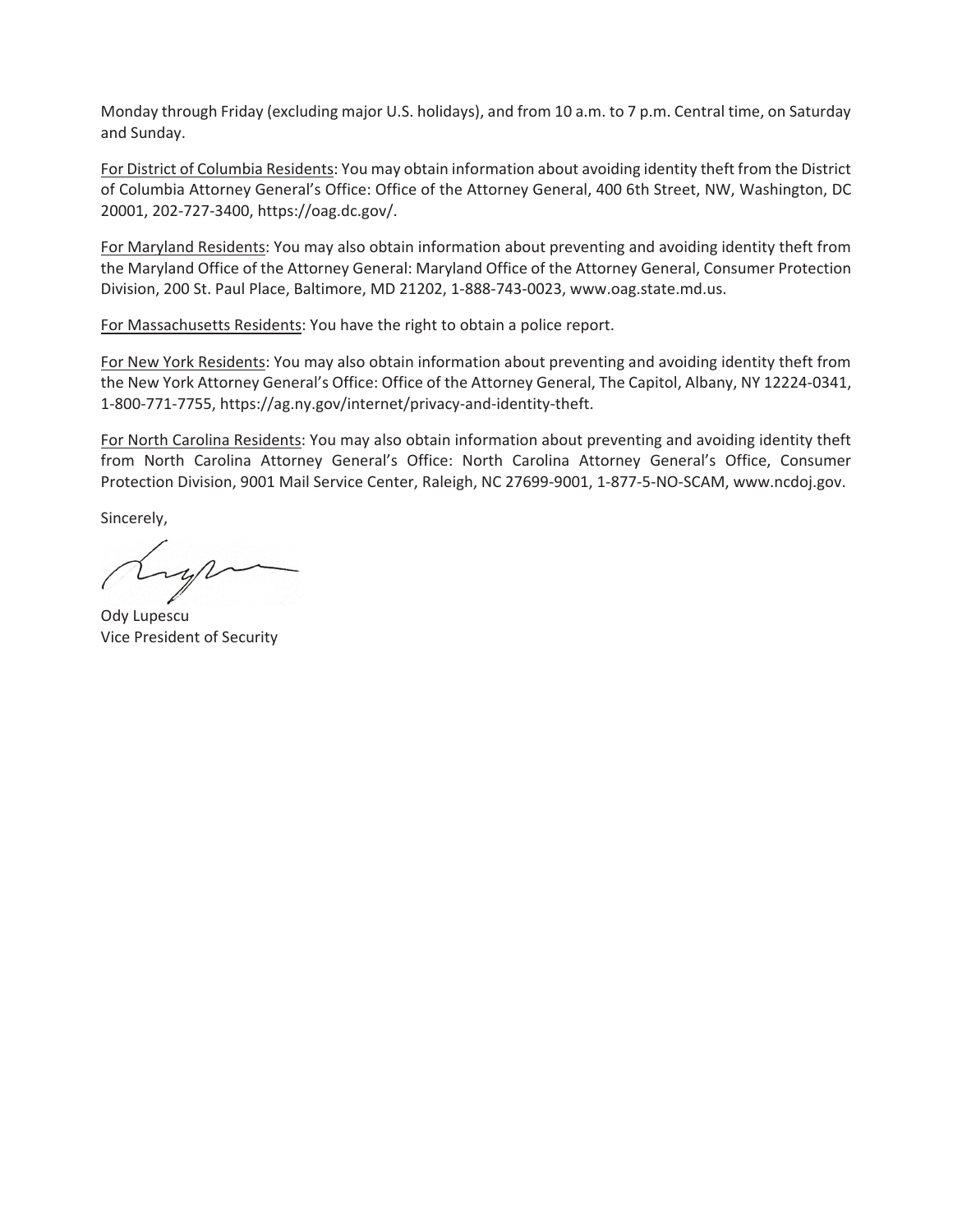Monday through Friday (excluding major U.S. holidays), and from 10 a.m. to 7 p.m. Central time, on Saturday and Sunday.

For District of Columbia Residents: You may obtain information about avoiding identity theft from the District of Columbia Attorney General's Office: Office of the Attorney General, 400 6th Street, NW, Washington, DC 20001, 202-727-3400, https://oag.dc.gov/.

For Maryland Residents: You may also obtain information about preventing and avoiding identity theft from the Maryland Office of the Attorney General: Maryland Office of the Attorney General, Consumer Protection Division, 200 St. Paul Place, Baltimore, MD 21202, 1-888-743-0023, www.oag.state.md.us.

For Massachusetts Residents: You have the right to obtain a police report.

For New York Residents: You may also obtain information about preventing and avoiding identity theft from the New York Attorney General's Office: Office of the Attorney General, The Capitol, Albany, NY 12224-0341, 1-800-771-7755, https://ag.ny.gov/internet/privacy-and-identity-theft.

For North Carolina Residents: You may also obtain information about preventing and avoiding identity theft from North Carolina Attorney General's Office: North Carolina Attorney General's Office, Consumer Protection Division, 9001 Mail Service Center, Raleigh, NC 27699-9001, 1-877-5-NO-SCAM, www.ncdoj.gov.

Sincerely,

Ody Lupescu
Vice President of Security